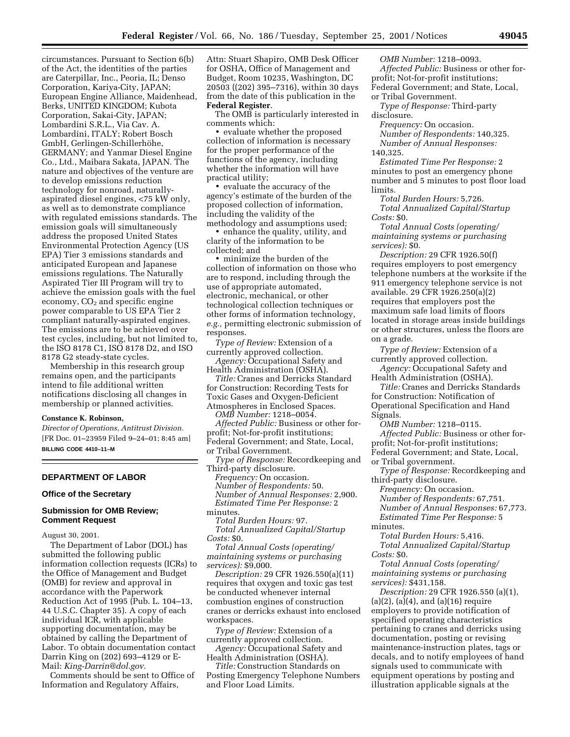circumstances. Pursuant to Section 6(b) of the Act, the identities of the parties are Caterpillar, Inc., Peoria, IL; Denso Corporation, Kariya-City, JAPAN; European Engine Alliance, Maidenhead, Berks, UNITED KINGDOM; Kubota Corporation, Sakai-City, JAPAN; Lombardini S.R.L., Via Cav. A. Lombardini, ITALY; Robert Bosch GmbH, Gerlingen-Schillerhöhe, GERMANY; and Yanmar Diesel Engine Co., Ltd., Maibara Sakata, JAPAN. The nature and objectives of the venture are to develop emissions reduction technology for nonroad, naturally-aspirated diesel engines, <75 kW only, as well as to demonstrate compliance with regulated emissions standards. The emission goals will simultaneously address the proposed United States Environmental Protection Agency (US EPA) Tier 3 emissions standards and anticipated European and Japanese emissions regulations. The Naturally Aspirated Tier III Program will try to achieve the emission goals with the fuel economy, $CO_2$ and specific engine power comparable to US EPA Tier 2 compliant naturally-aspirated engines. The emissions are to be achieved over test cycles, including, but not limited to, the ISO 8178 C1, ISO 8178 D2, and ISO 8178 G2 steady-state cycles.

Membership in this research group remains open, and the participants intend to file additional written notifications disclosing all changes in membership or planned activities.

**Constance K. Robinson,**

*Director of Operations, Antitrust Division.*

[FR Doc. 01–23959 Filed 9–24–01; 8:45 am]

**BILLING CODE 4410–11–M**

---

## DEPARTMENT OF LABOR

### Office of the Secretary

### Submission for OMB Review; Comment Request

August 30, 2001.

The Department of Labor (DOL) has submitted the following public information collection requests (ICRs) to the Office of Management and Budget (OMB) for review and approval in accordance with the Paperwork Reduction Act of 1995 (Pub. L. 104–13, 44 U.S.C. Chapter 35). A copy of each individual ICR, with applicable supporting documentation, may be obtained by calling the Department of Labor. To obtain documentation contact Darrin King on (202) 693–4129 or E-Mail: *King-Darrin@dol.gov.*

Comments should be sent to Office of Information and Regulatory Affairs, Attn: Stuart Shapiro, OMB Desk Officer for OSHA, Office of Management and Budget, Room 10235, Washington, DC 20503 ((202) 395–7316), within 30 days from the date of this publication in the **Federal Register**.

The OMB is particularly interested in comments which:

- evaluate whether the proposed collection of information is necessary for the proper performance of the functions of the agency, including whether the information will have practical utility;
- evaluate the accuracy of the agency's estimate of the burden of the proposed collection of information, including the validity of the methodology and assumptions used;
- enhance the quality, utility, and clarity of the information to be collected; and
- minimize the burden of the collection of information on those who are to respond, including through the use of appropriate automated, electronic, mechanical, or other technological collection techniques or other forms of information technology, *e.g.,* permitting electronic submission of responses.

*Type of Review:* Extension of a currently approved collection.

*Agency:* Occupational Safety and Health Administration (OSHA).

*Title:* Cranes and Derricks Standard for Construction: Recording Tests for Toxic Gases and Oxygen-Deficient Atmospheres in Enclosed Spaces.

*OMB Number:* 1218–0054.

*Affected Public:* Business or other for-profit; Not-for-profit institutions; Federal Government; and State, Local, or Tribal Government.

*Type of Response:* Recordkeeping and Third-party disclosure.

*Frequency:* On occasion.

*Number of Respondents:* 50.

*Number of Annual Responses:* 2,900.

*Estimated Time Per Response:* 2 minutes.

*Total Burden Hours:* 97.

*Total Annualized Capital/Startup Costs:* $0.

*Total Annual Costs (operating/maintaining systems or purchasing services):* $9,000.

*Description:* 29 CFR 1926.550(a)(11) requires that oxygen and toxic gas test be conducted whenever internal combustion engines of construction cranes or derricks exhaust into enclosed workspaces.

*Type of Review:* Extension of a currently approved collection.

*Agency:* Occupational Safety and Health Administration (OSHA).

*Title:* Construction Standards on Posting Emergency Telephone Numbers and Floor Load Limits.

*OMB Number:* 1218–0093.

*Affected Public:* Business or other for-profit; Not-for-profit institutions; Federal Government; and State, Local, or Tribal Government.

*Type of Response:* Third-party disclosure.

*Frequency:* On occasion.

*Number of Respondents:* 140,325.

*Number of Annual Responses:* 140,325.

*Estimated Time Per Response:* 2 minutes to post an emergency phone number and 5 minutes to post floor load limits.

*Total Burden Hours:* 5,726.

*Total Annualized Capital/Startup Costs:* $0.

*Total Annual Costs (operating/maintaining systems or purchasing services):* $0.

*Description:* 29 CFR 1926.50(f) requires employers to post emergency telephone numbers at the worksite if the 911 emergency telephone service is not available. 29 CFR 1926.250(a)(2) requires that employers post the maximum safe load limits of floors located in storage areas inside buildings or other structures, unless the floors are on a grade.

*Type of Review:* Extension of a currently approved collection.

*Agency:* Occupational Safety and Health Administration (OSHA).

*Title:* Cranes and Derricks Standards for Construction: Notification of Operational Specification and Hand Signals.

*OMB Number:* 1218–0115.

*Affected Public:* Business or other for-profit; Not-for-profit institutions; Federal Government; and State, Local, or Tribal government.

*Type of Response:* Recordkeeping and third-party disclosure.

*Frequency:* On occasion.

*Number of Respondents:* 67,751.

*Number of Annual Responses:* 67,773.

*Estimated Time Per Response:* 5 minutes.

*Total Burden Hours:* 5,416.

*Total Annualized Capital/Startup Costs:* $0.

*Total Annual Costs (operating/maintaining systems or purchasing services):* $431,158.

*Description:* 29 CFR 1926.550 (a)(1), (a)(2), (a)(4), and (a)(16) require employers to provide notification of specified operating characteristics pertaining to cranes and derricks using documentation, posting or revising maintenance-instruction plates, tags or decals, and to notify employees of hand signals used to communicate with equipment operations by posting and illustration applicable signals at the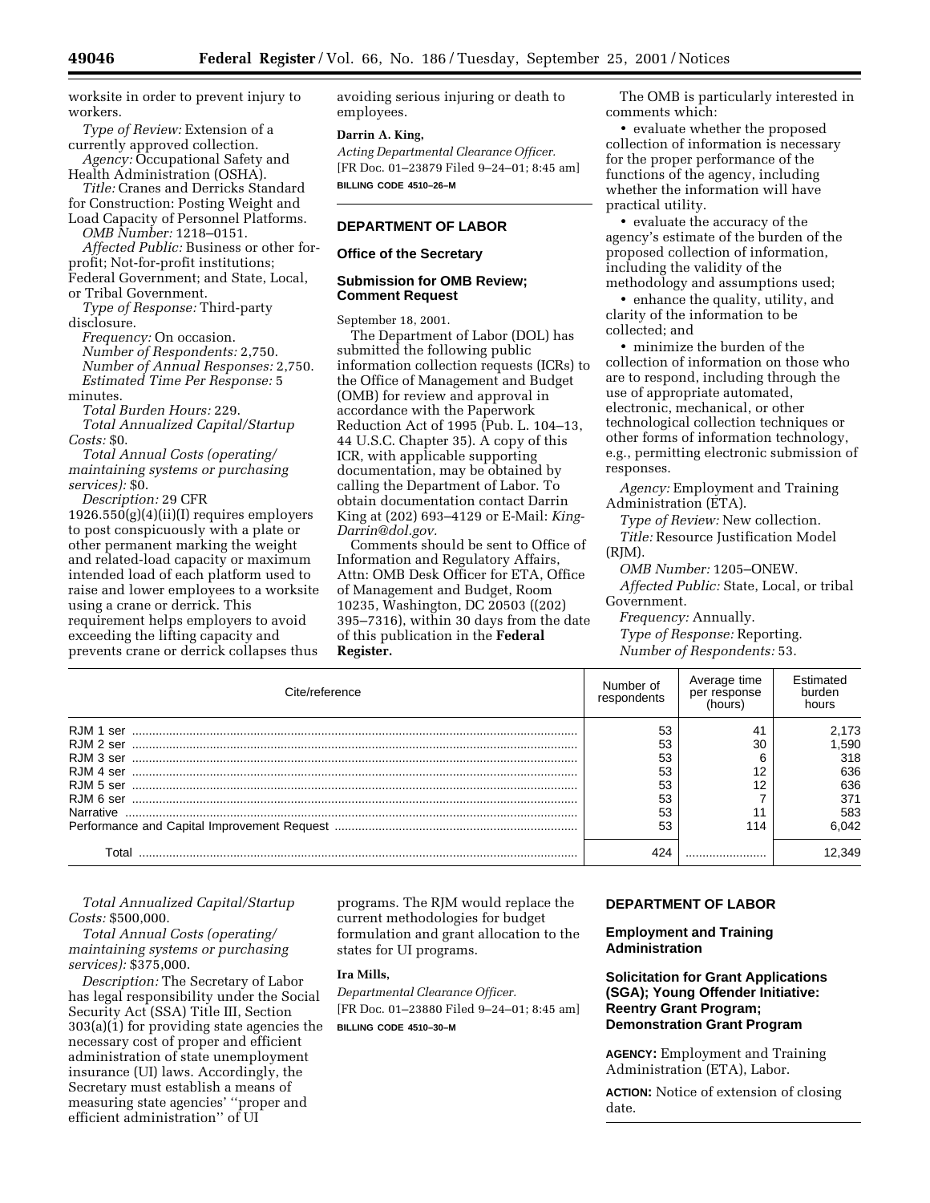worksite in order to prevent injury to workers.

*Type of Review:* Extension of a currently approved collection.

*Agency:* Occupational Safety and Health Administration (OSHA).

*Title:* Cranes and Derricks Standard for Construction: Posting Weight and Load Capacity of Personnel Platforms.

*OMB Number:* 1218–0151.

*Affected Public:* Business or other for-profit; Not-for-profit institutions; Federal Government; and State, Local, or Tribal Government.

*Type of Response:* Third-party disclosure.

*Frequency:* On occasion.

*Number of Respondents:* 2,750.

*Number of Annual Responses:* 2,750.

*Estimated Time Per Response:* 5 minutes.

*Total Burden Hours:* 229.

*Total Annualized Capital/Startup Costs:* $0.

*Total Annual Costs (operating/maintaining systems or purchasing services):* $0.

*Description:* 29 CFR 1926.550(g)(4)(ii)(I) requires employers to post conspicuously with a plate or other permanent marking the weight and related-load capacity or maximum intended load of each platform used to raise and lower employees to a worksite using a crane or derrick. This requirement helps employers to avoid exceeding the lifting capacity and prevents crane or derrick collapses thus avoiding serious injuring or death to employees.

**Darrin A. King,**

*Acting Departmental Clearance Officer.*

[FR Doc. 01–23879 Filed 9–24–01; 8:45 am]

**BILLING CODE 4510–26–M**

## DEPARTMENT OF LABOR

### Office of the Secretary

### Submission for OMB Review; Comment Request

September 18, 2001.

The Department of Labor (DOL) has submitted the following public information collection requests (ICRs) to the Office of Management and Budget (OMB) for review and approval in accordance with the Paperwork Reduction Act of 1995 (Pub. L. 104–13, 44 U.S.C. Chapter 35). A copy of this ICR, with applicable supporting documentation, may be obtained by calling the Department of Labor. To obtain documentation contact Darrin King at (202) 693–4129 or E-Mail: *King-Darrin@dol.gov.*

Comments should be sent to Office of Information and Regulatory Affairs, Attn: OMB Desk Officer for ETA, Office of Management and Budget, Room 10235, Washington, DC 20503 ((202) 395–7316), within 30 days from the date of this publication in the **Federal Register.**

The OMB is particularly interested in comments which:

• evaluate whether the proposed collection of information is necessary for the proper performance of the functions of the agency, including whether the information will have practical utility.

• evaluate the accuracy of the agency's estimate of the burden of the proposed collection of information, including the validity of the methodology and assumptions used;

• enhance the quality, utility, and clarity of the information to be collected; and

• minimize the burden of the collection of information on those who are to respond, including through the use of appropriate automated, electronic, mechanical, or other technological collection techniques or other forms of information technology, e.g., permitting electronic submission of responses.

*Agency:* Employment and Training Administration (ETA).

*Type of Review:* New collection.

*Title:* Resource Justification Model (RJM).

*OMB Number:* 1205–ONEW.

*Affected Public:* State, Local, or tribal Government.

*Frequency:* Annually.

*Type of Response:* Reporting.

*Number of Respondents:* 53.

| Cite/reference | Number of respondents | Average time per response (hours) | Estimated burden hours |
|---|---|---|---|
| RJM 1 ser | 53 | 41 | 2,173 |
| RJM 2 ser | 53 | 30 | 1,590 |
| RJM 3 ser | 53 | 6 | 318 |
| RJM 4 ser | 53 | 12 | 636 |
| RJM 5 ser | 53 | 12 | 636 |
| RJM 6 ser | 53 | 7 | 371 |
| Narrative | 53 | 11 | 583 |
| Performance and Capital Improvement Request | 53 | 114 | 6,042 |
| Total | 424 | | 12,349 |

*Total Annualized Capital/Startup Costs:* $500,000.

*Total Annual Costs (operating/maintaining systems or purchasing services):* $375,000.

*Description:* The Secretary of Labor has legal responsibility under the Social Security Act (SSA) Title III, Section 303(a)(1) for providing state agencies the necessary cost of proper and efficient administration of state unemployment insurance (UI) laws. Accordingly, the Secretary must establish a means of measuring state agencies' "proper and efficient administration" of UI programs. The RJM would replace the current methodologies for budget formulation and grant allocation to the states for UI programs.

**Ira Mills,**

*Departmental Clearance Officer.*

[FR Doc. 01–23880 Filed 9–24–01; 8:45 am]

**BILLING CODE 4510–30–M**

## DEPARTMENT OF LABOR

### Employment and Training Administration

### Solicitation for Grant Applications (SGA); Young Offender Initiative: Reentry Grant Program; Demonstration Grant Program

**AGENCY:** Employment and Training Administration (ETA), Labor.

**ACTION:** Notice of extension of closing date.